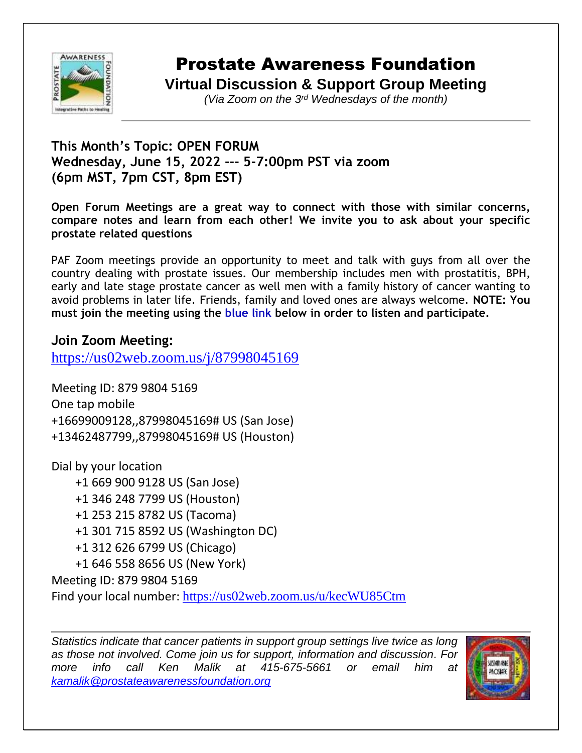# Prostate Awareness Foundation

## Virtual Discussion & Support Group Meeting

*(Via Zoom on the 3rd Wednesdays of the month)*

---

**This Month's Topic: OPEN FORUM**
**Wednesday, June 15, 2022 --- 5-7:00pm PST via zoom**
**(6pm MST, 7pm CST, 8pm EST)**

**Open Forum Meetings are a great way to connect with those with similar concerns, compare notes and learn from each other! We invite you to ask about your specific prostate related questions**

PAF Zoom meetings provide an opportunity to meet and talk with guys from all over the country dealing with prostate issues. Our membership includes men with prostatitis, BPH, early and late stage prostate cancer as well men with a family history of cancer wanting to avoid problems in later life. Friends, family and loved ones are always welcome. **NOTE: You must join the meeting using the blue link below in order to listen and participate.**

### Join Zoom Meeting:

https://us02web.zoom.us/j/87998045169

Meeting ID: 879 9804 5169
One tap mobile
+16699009128,,87998045169# US (San Jose)
+13462487799,,87998045169# US (Houston)

Dial by your location
- +1 669 900 9128 US (San Jose)
- +1 346 248 7799 US (Houston)
- +1 253 215 8782 US (Tacoma)
- +1 301 715 8592 US (Washington DC)
- +1 312 626 6799 US (Chicago)
- +1 646 558 8656 US (New York)

Meeting ID: 879 9804 5169
Find your local number: https://us02web.zoom.us/u/kecWU85Ctm

---

*Statistics indicate that cancer patients in support group settings live twice as long as those not involved. Come join us for support, information and discussion. For more info call Ken Malik at 415-675-5661 or email him at kamalik@prostateawarenessfoundation.org*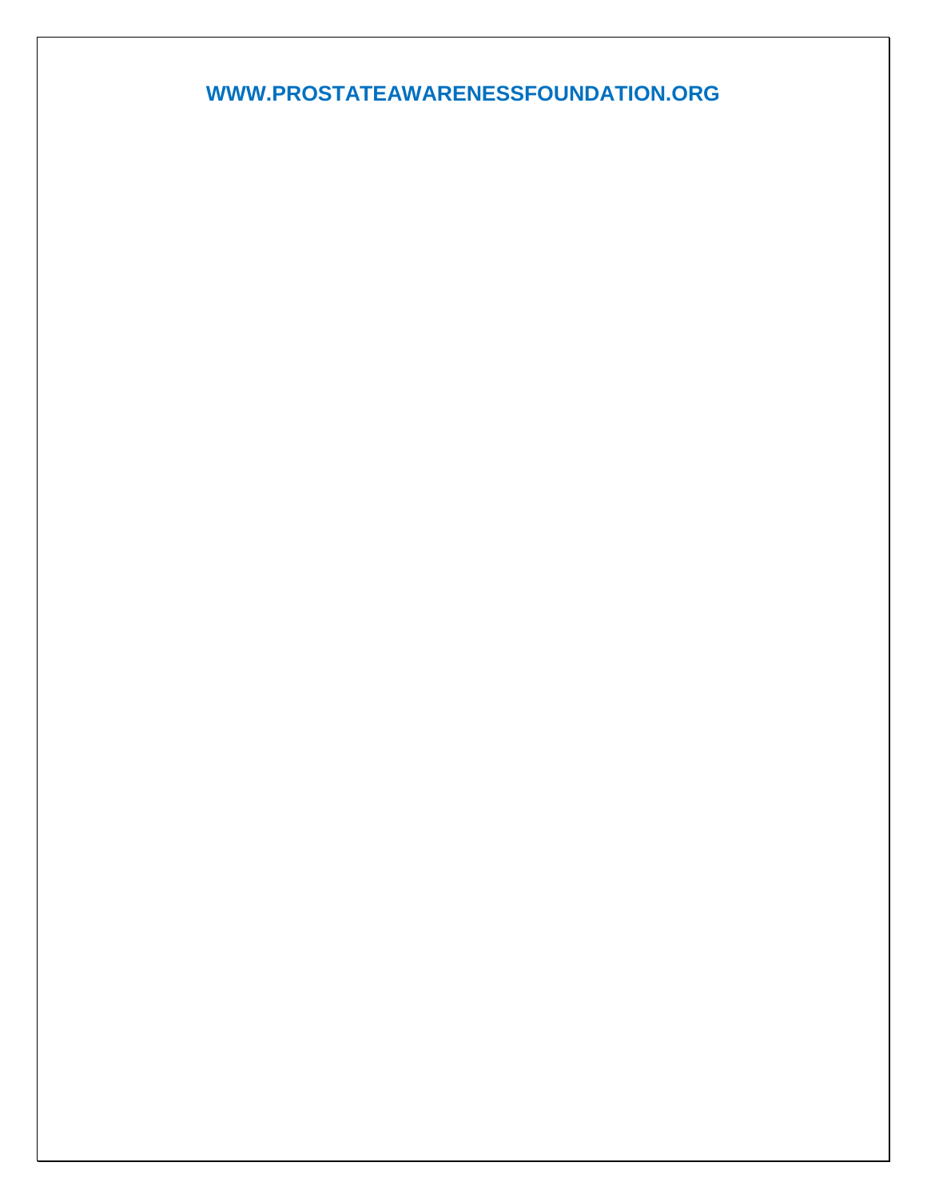**WWW.PROSTATEAWARENESSFOUNDATION.ORG**